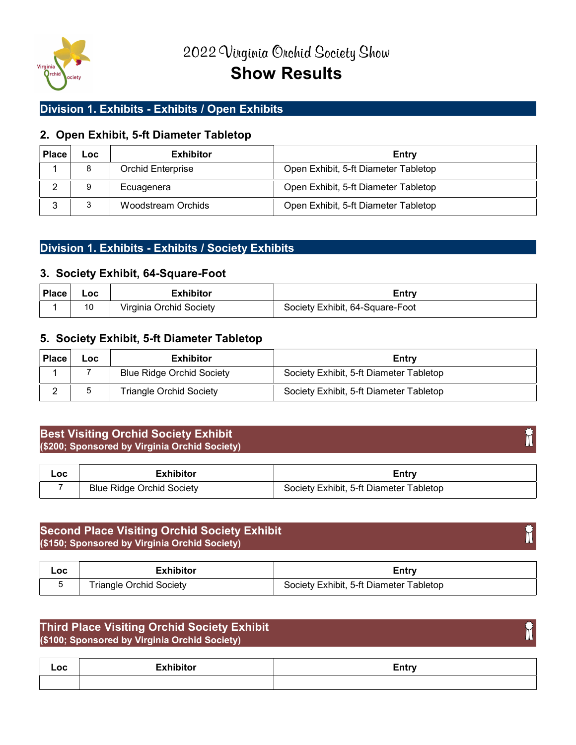# 2022 Virginia Orchid Society Show

# Show Results

## Division 1. Exhibits - Exhibits / Open Exhibits

### 2. Open Exhibit, 5-ft Diameter Tabletop

| Place | Loc | Exhibitor | Entry |
|---|---|---|---|
| 1 | 8 | Orchid Enterprise | Open Exhibit, 5-ft Diameter Tabletop |
| 2 | 9 | Ecuagenera | Open Exhibit, 5-ft Diameter Tabletop |
| 3 | 3 | Woodstream Orchids | Open Exhibit, 5-ft Diameter Tabletop |

## Division 1. Exhibits - Exhibits / Society Exhibits

### 3. Society Exhibit, 64-Square-Foot

| Place | Loc | Exhibitor | Entry |
|---|---|---|---|
| 1 | 10 | Virginia Orchid Society | Society Exhibit, 64-Square-Foot |

### 5. Society Exhibit, 5-ft Diameter Tabletop

| Place | Loc | Exhibitor | Entry |
|---|---|---|---|
| 1 | 7 | Blue Ridge Orchid Society | Society Exhibit, 5-ft Diameter Tabletop |
| 2 | 5 | Triangle Orchid Society | Society Exhibit, 5-ft Diameter Tabletop |

## Best Visiting Orchid Society Exhibit
**($200; Sponsored by Virginia Orchid Society)**

| Loc | Exhibitor | Entry |
|---|---|---|
| 7 | Blue Ridge Orchid Society | Society Exhibit, 5-ft Diameter Tabletop |

## Second Place Visiting Orchid Society Exhibit
**($150; Sponsored by Virginia Orchid Society)**

| Loc | Exhibitor | Entry |
|---|---|---|
| 5 | Triangle Orchid Society | Society Exhibit, 5-ft Diameter Tabletop |

## Third Place Visiting Orchid Society Exhibit
**($100; Sponsored by Virginia Orchid Society)**

| Loc | Exhibitor | Entry |
|---|---|---|
| | | |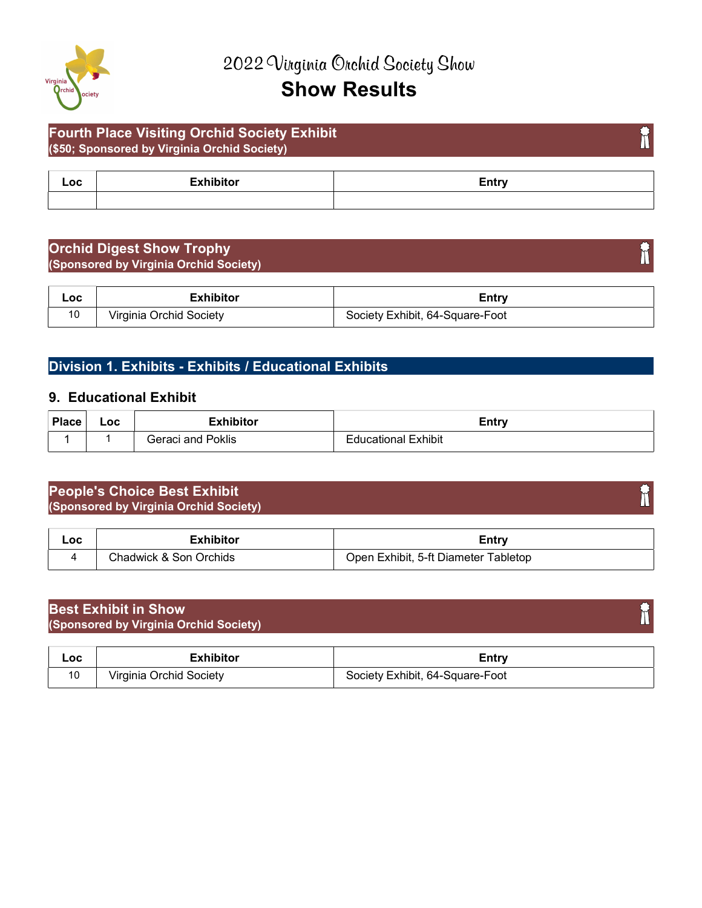# 2022 Virginia Orchid Society Show
## Show Results

### Fourth Place Visiting Orchid Society Exhibit
**($50; Sponsored by Virginia Orchid Society)**

| Loc | Exhibitor | Entry |
|---|---|---|
| | | |

### Orchid Digest Show Trophy
**(Sponsored by Virginia Orchid Society)**

| Loc | Exhibitor | Entry |
|---|---|---|
| 10 | Virginia Orchid Society | Society Exhibit, 64-Square-Foot |

## Division 1. Exhibits - Exhibits / Educational Exhibits

### 9. Educational Exhibit

| Place | Loc | Exhibitor | Entry |
|---|---|---|---|
| 1 | 1 | Geraci and Poklis | Educational Exhibit |

### People's Choice Best Exhibit
**(Sponsored by Virginia Orchid Society)**

| Loc | Exhibitor | Entry |
|---|---|---|
| 4 | Chadwick & Son Orchids | Open Exhibit, 5-ft Diameter Tabletop |

### Best Exhibit in Show
**(Sponsored by Virginia Orchid Society)**

| Loc | Exhibitor | Entry |
|---|---|---|
| 10 | Virginia Orchid Society | Society Exhibit, 64-Square-Foot |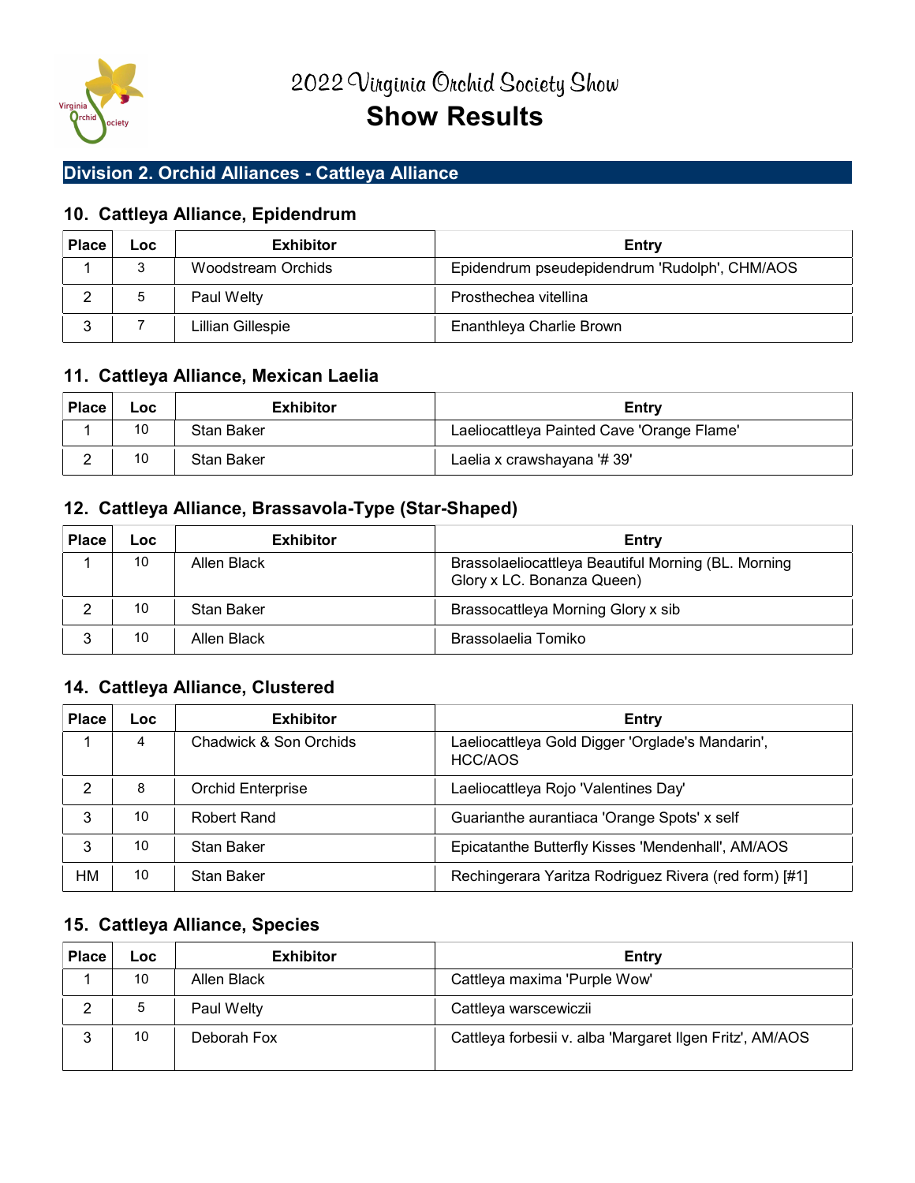# 2022 Virginia Orchid Society Show
# Show Results

## Division 2. Orchid Alliances - Cattleya Alliance

### 10. Cattleya Alliance, Epidendrum

| Place | Loc | Exhibitor | Entry |
|---|---|---|---|
| 1 | 3 | Woodstream Orchids | Epidendrum pseudepidendrum 'Rudolph', CHM/AOS |
| 2 | 5 | Paul Welty | Prosthechea vitellina |
| 3 | 7 | Lillian Gillespie | Enanthleya Charlie Brown |

### 11. Cattleya Alliance, Mexican Laelia

| Place | Loc | Exhibitor | Entry |
|---|---|---|---|
| 1 | 10 | Stan Baker | Laeliocattleya Painted Cave 'Orange Flame' |
| 2 | 10 | Stan Baker | Laelia x crawshayana '# 39' |

### 12. Cattleya Alliance, Brassavola-Type (Star-Shaped)

| Place | Loc | Exhibitor | Entry |
|---|---|---|---|
| 1 | 10 | Allen Black | Brassolaeliocattleya Beautiful Morning (BL. Morning Glory x LC. Bonanza Queen) |
| 2 | 10 | Stan Baker | Brassocattleya Morning Glory x sib |
| 3 | 10 | Allen Black | Brassolaelia Tomiko |

### 14. Cattleya Alliance, Clustered

| Place | Loc | Exhibitor | Entry |
|---|---|---|---|
| 1 | 4 | Chadwick & Son Orchids | Laeliocattleya Gold Digger 'Orglade's Mandarin', HCC/AOS |
| 2 | 8 | Orchid Enterprise | Laeliocattleya Rojo 'Valentines Day' |
| 3 | 10 | Robert Rand | Guarianthe aurantiaca 'Orange Spots' x self |
| 3 | 10 | Stan Baker | Epicatanthe Butterfly Kisses 'Mendenhall', AM/AOS |
| HM | 10 | Stan Baker | Rechingerara Yaritza Rodriguez Rivera (red form) [#1] |

### 15. Cattleya Alliance, Species

| Place | Loc | Exhibitor | Entry |
|---|---|---|---|
| 1 | 10 | Allen Black | Cattleya maxima 'Purple Wow' |
| 2 | 5 | Paul Welty | Cattleya warscewiczii |
| 3 | 10 | Deborah Fox | Cattleya forbesii v. alba 'Margaret Ilgen Fritz', AM/AOS |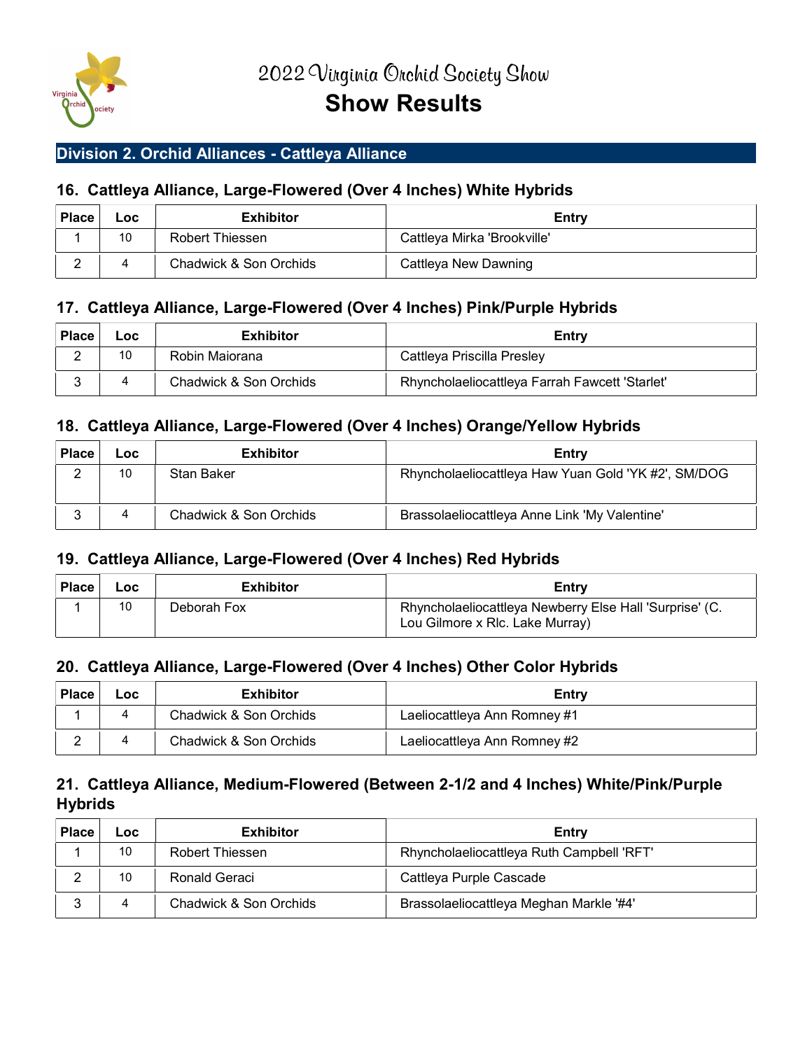# 2022 Virginia Orchid Society Show

# Show Results

## Division 2. Orchid Alliances - Cattleya Alliance

### 16. Cattleya Alliance, Large-Flowered (Over 4 Inches) White Hybrids

| Place | Loc | Exhibitor | Entry |
|---|---|---|---|
| 1 | 10 | Robert Thiessen | Cattleya Mirka 'Brookville' |
| 2 | 4 | Chadwick & Son Orchids | Cattleya New Dawning |

### 17. Cattleya Alliance, Large-Flowered (Over 4 Inches) Pink/Purple Hybrids

| Place | Loc | Exhibitor | Entry |
|---|---|---|---|
| 2 | 10 | Robin Maiorana | Cattleya Priscilla Presley |
| 3 | 4 | Chadwick & Son Orchids | Rhyncholaeliocattleya Farrah Fawcett 'Starlet' |

### 18. Cattleya Alliance, Large-Flowered (Over 4 Inches) Orange/Yellow Hybrids

| Place | Loc | Exhibitor | Entry |
|---|---|---|---|
| 2 | 10 | Stan Baker | Rhyncholaeliocattleya Haw Yuan Gold 'YK #2', SM/DOG |
| 3 | 4 | Chadwick & Son Orchids | Brassolaeliocattleya Anne Link 'My Valentine' |

### 19. Cattleya Alliance, Large-Flowered (Over 4 Inches) Red Hybrids

| Place | Loc | Exhibitor | Entry |
|---|---|---|---|
| 1 | 10 | Deborah Fox | Rhyncholaeliocattleya Newberry Else Hall 'Surprise' (C. Lou Gilmore x Rlc. Lake Murray) |

### 20. Cattleya Alliance, Large-Flowered (Over 4 Inches) Other Color Hybrids

| Place | Loc | Exhibitor | Entry |
|---|---|---|---|
| 1 | 4 | Chadwick & Son Orchids | Laeliocattleya Ann Romney #1 |
| 2 | 4 | Chadwick & Son Orchids | Laeliocattleya Ann Romney #2 |

### 21. Cattleya Alliance, Medium-Flowered (Between 2-1/2 and 4 Inches) White/Pink/Purple Hybrids

| Place | Loc | Exhibitor | Entry |
|---|---|---|---|
| 1 | 10 | Robert Thiessen | Rhyncholaeliocattleya Ruth Campbell 'RFT' |
| 2 | 10 | Ronald Geraci | Cattleya Purple Cascade |
| 3 | 4 | Chadwick & Son Orchids | Brassolaeliocattleya Meghan Markle '#4' |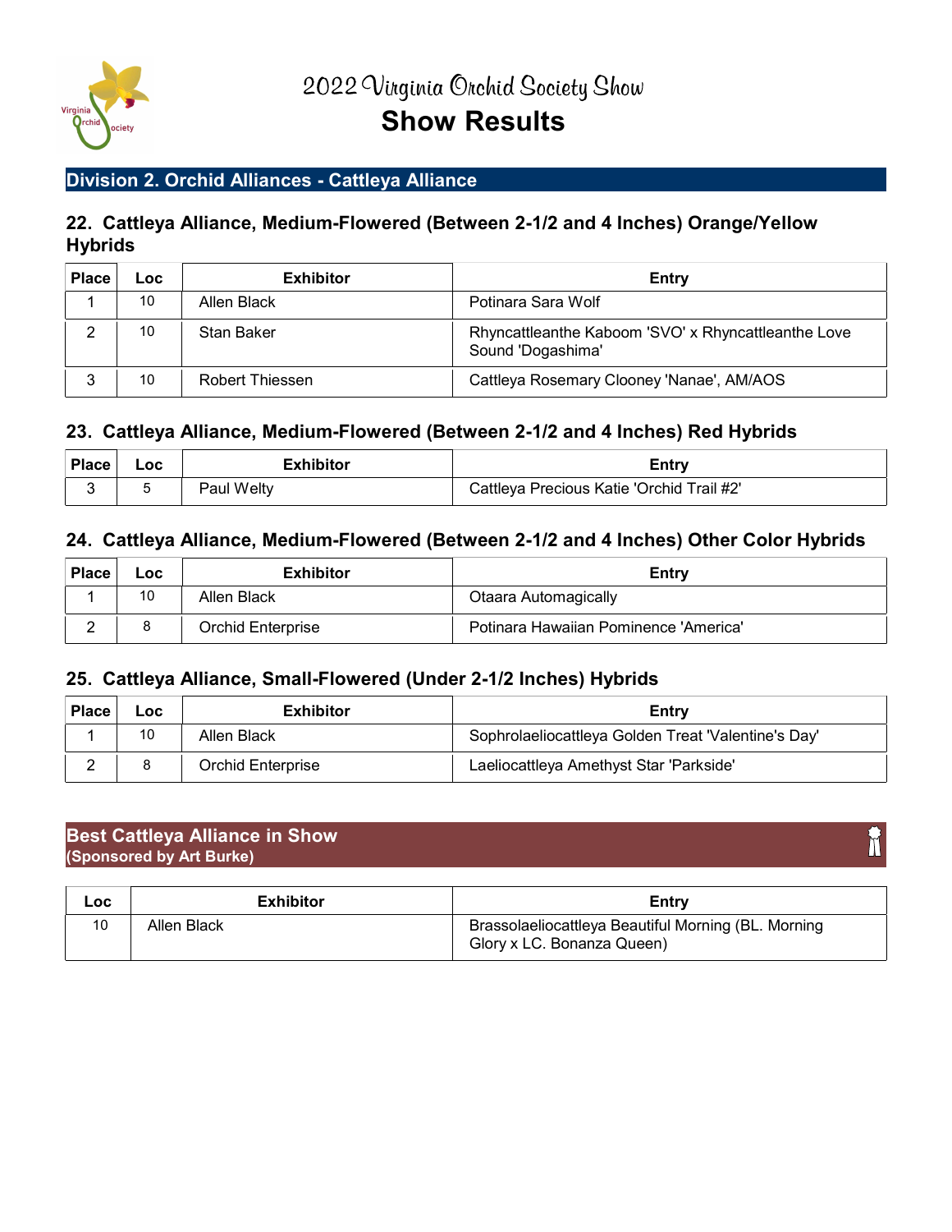# 2022 Virginia Orchid Society Show

# Show Results

## Division 2. Orchid Alliances - Cattleya Alliance

### 22. Cattleya Alliance, Medium-Flowered (Between 2-1/2 and 4 Inches) Orange/Yellow Hybrids

| Place | Loc | Exhibitor | Entry |
|---|---|---|---|
| 1 | 10 | Allen Black | Potinara Sara Wolf |
| 2 | 10 | Stan Baker | Rhyncattleanthe Kaboom 'SVO' x Rhyncattleanthe Love Sound 'Dogashima' |
| 3 | 10 | Robert Thiessen | Cattleya Rosemary Clooney 'Nanae', AM/AOS |

### 23. Cattleya Alliance, Medium-Flowered (Between 2-1/2 and 4 Inches) Red Hybrids

| Place | Loc | Exhibitor | Entry |
|---|---|---|---|
| 3 | 5 | Paul Welty | Cattleya Precious Katie 'Orchid Trail #2' |

### 24. Cattleya Alliance, Medium-Flowered (Between 2-1/2 and 4 Inches) Other Color Hybrids

| Place | Loc | Exhibitor | Entry |
|---|---|---|---|
| 1 | 10 | Allen Black | Otaara Automagically |
| 2 | 8 | Orchid Enterprise | Potinara Hawaiian Pominence 'America' |

### 25. Cattleya Alliance, Small-Flowered (Under 2-1/2 Inches) Hybrids

| Place | Loc | Exhibitor | Entry |
|---|---|---|---|
| 1 | 10 | Allen Black | Sophrolaeliocattleya Golden Treat 'Valentine's Day' |
| 2 | 8 | Orchid Enterprise | Laeliocattleya Amethyst Star 'Parkside' |

## Best Cattleya Alliance in Show
**(Sponsored by Art Burke)**

| Loc | Exhibitor | Entry |
|---|---|---|
| 10 | Allen Black | Brassolaeliocattleya Beautiful Morning (BL. Morning Glory x LC. Bonanza Queen) |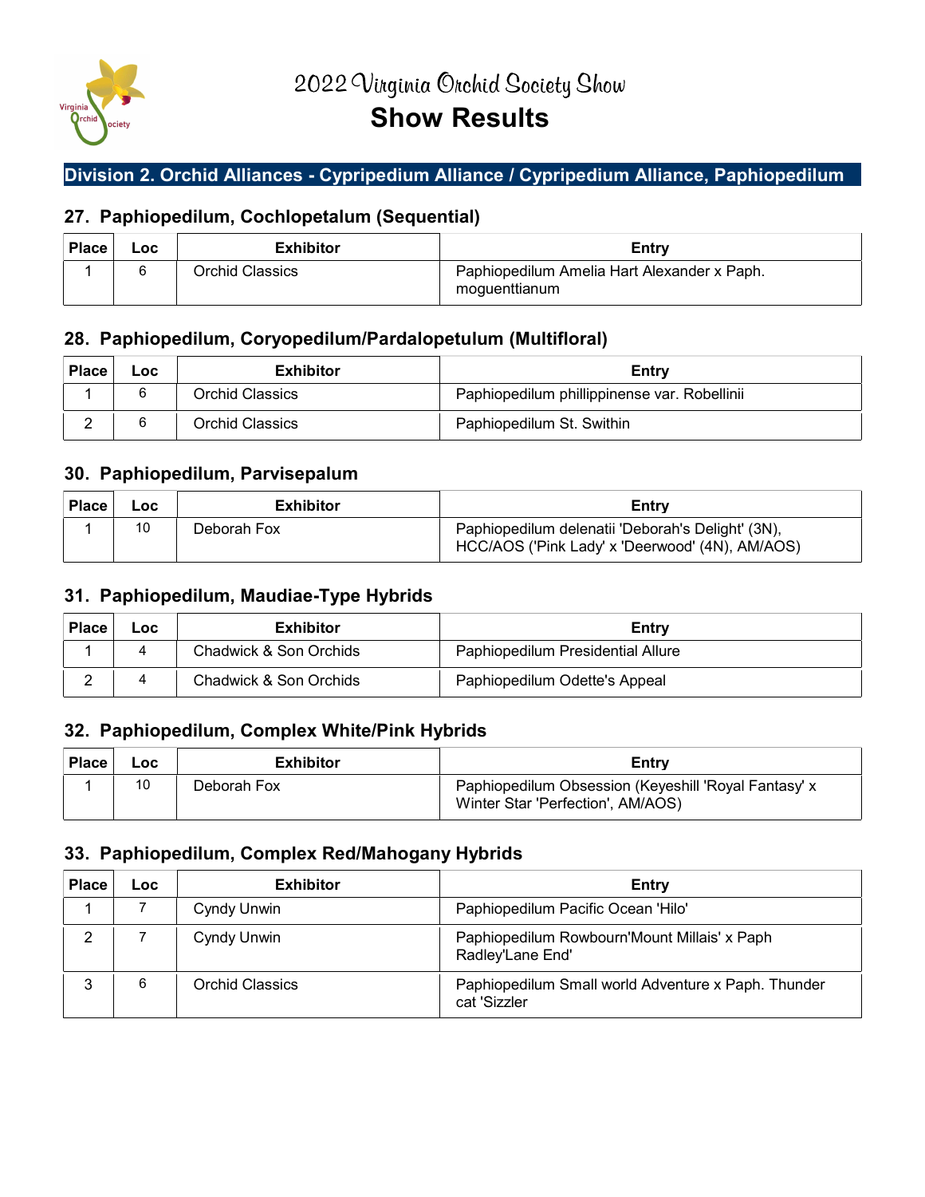# 2022 Virginia Orchid Society Show
## Show Results

### Division 2. Orchid Alliances - Cypripedium Alliance / Cypripedium Alliance, Paphiopedilum

#### 27. Paphiopedilum, Cochlopetalum (Sequential)

| Place | Loc | Exhibitor | Entry |
|---|---|---|---|
| 1 | 6 | Orchid Classics | Paphiopedilum Amelia Hart Alexander x Paph. moguenttianum |

#### 28. Paphiopedilum, Coryopedilum/Pardalopetulum (Multifloral)

| Place | Loc | Exhibitor | Entry |
|---|---|---|---|
| 1 | 6 | Orchid Classics | Paphiopedilum phillippinense var. Robellinii |
| 2 | 6 | Orchid Classics | Paphiopedilum St. Swithin |

#### 30. Paphiopedilum, Parvisepalum

| Place | Loc | Exhibitor | Entry |
|---|---|---|---|
| 1 | 10 | Deborah Fox | Paphiopedilum delenatii 'Deborah's Delight' (3N), HCC/AOS ('Pink Lady' x 'Deerwood' (4N), AM/AOS) |

#### 31. Paphiopedilum, Maudiae-Type Hybrids

| Place | Loc | Exhibitor | Entry |
|---|---|---|---|
| 1 | 4 | Chadwick & Son Orchids | Paphiopedilum Presidential Allure |
| 2 | 4 | Chadwick & Son Orchids | Paphiopedilum Odette's Appeal |

#### 32. Paphiopedilum, Complex White/Pink Hybrids

| Place | Loc | Exhibitor | Entry |
|---|---|---|---|
| 1 | 10 | Deborah Fox | Paphiopedilum Obsession (Keyeshill 'Royal Fantasy' x Winter Star 'Perfection', AM/AOS) |

#### 33. Paphiopedilum, Complex Red/Mahogany Hybrids

| Place | Loc | Exhibitor | Entry |
|---|---|---|---|
| 1 | 7 | Cyndy Unwin | Paphiopedilum Pacific Ocean 'Hilo' |
| 2 | 7 | Cyndy Unwin | Paphiopedilum Rowbourn'Mount Millais' x Paph Radley'Lane End' |
| 3 | 6 | Orchid Classics | Paphiopedilum Small world Adventure x Paph. Thunder cat 'Sizzler |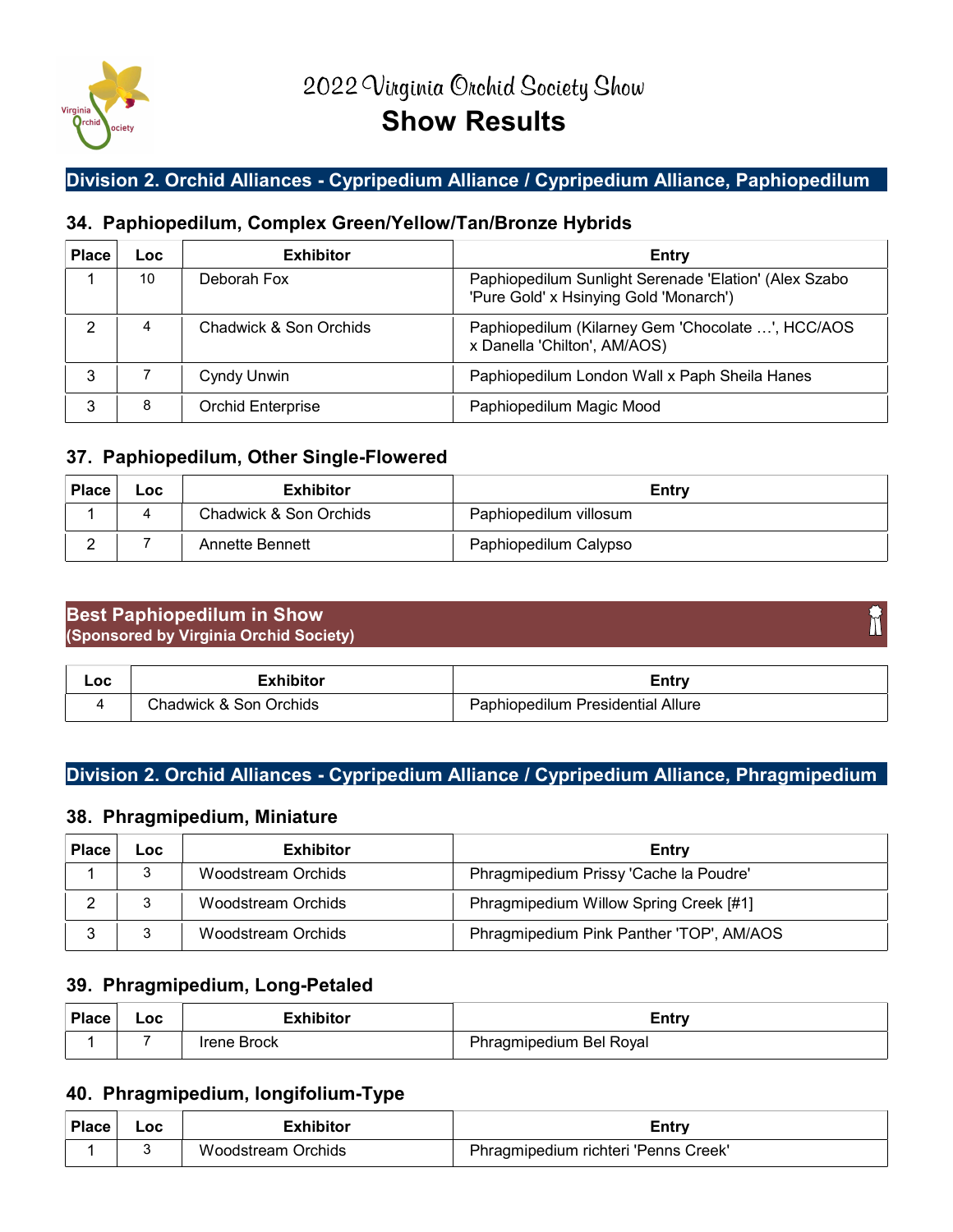# 2022 Virginia Orchid Society Show

# Show Results

## Division 2. Orchid Alliances - Cypripedium Alliance / Cypripedium Alliance, Paphiopedilum

### 34. Paphiopedilum, Complex Green/Yellow/Tan/Bronze Hybrids

| Place | Loc | Exhibitor | Entry |
| --- | --- | --- | --- |
| 1 | 10 | Deborah Fox | Paphiopedilum Sunlight Serenade 'Elation' (Alex Szabo 'Pure Gold' x Hsinying Gold 'Monarch') |
| 2 | 4 | Chadwick & Son Orchids | Paphiopedilum (Kilarney Gem 'Chocolate …', HCC/AOS x Danella 'Chilton', AM/AOS) |
| 3 | 7 | Cyndy Unwin | Paphiopedilum London Wall x Paph Sheila Hanes |
| 3 | 8 | Orchid Enterprise | Paphiopedilum Magic Mood |

### 37. Paphiopedilum, Other Single-Flowered

| Place | Loc | Exhibitor | Entry |
| --- | --- | --- | --- |
| 1 | 4 | Chadwick & Son Orchids | Paphiopedilum villosum |
| 2 | 7 | Annette Bennett | Paphiopedilum Calypso |

## Best Paphiopedilum in Show
**(Sponsored by Virginia Orchid Society)**

| Loc | Exhibitor | Entry |
| --- | --- | --- |
| 4 | Chadwick & Son Orchids | Paphiopedilum Presidential Allure |

## Division 2. Orchid Alliances - Cypripedium Alliance / Cypripedium Alliance, Phragmipedium

### 38. Phragmipedium, Miniature

| Place | Loc | Exhibitor | Entry |
| --- | --- | --- | --- |
| 1 | 3 | Woodstream Orchids | Phragmipedium Prissy 'Cache la Poudre' |
| 2 | 3 | Woodstream Orchids | Phragmipedium Willow Spring Creek [#1] |
| 3 | 3 | Woodstream Orchids | Phragmipedium Pink Panther 'TOP', AM/AOS |

### 39. Phragmipedium, Long-Petaled

| Place | Loc | Exhibitor | Entry |
| --- | --- | --- | --- |
| 1 | 7 | Irene Brock | Phragmipedium Bel Royal |

### 40. Phragmipedium, longifolium-Type

| Place | Loc | Exhibitor | Entry |
| --- | --- | --- | --- |
| 1 | 3 | Woodstream Orchids | Phragmipedium richteri 'Penns Creek' |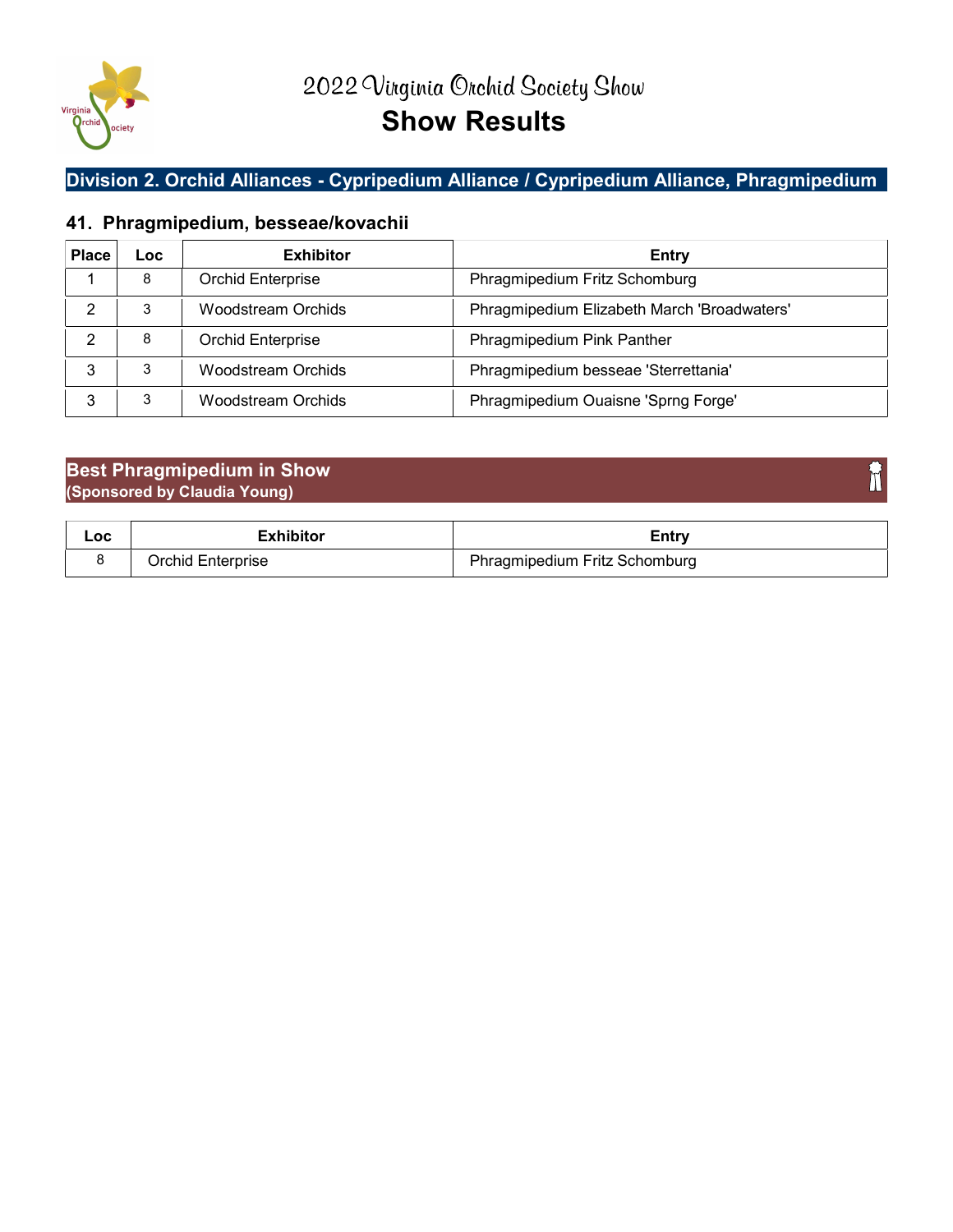# 2022 Virginia Orchid Society Show

# Show Results

## Division 2. Orchid Alliances - Cypripedium Alliance / Cypripedium Alliance, Phragmipedium

### 41. Phragmipedium, besseae/kovachii

| Place | Loc | Exhibitor | Entry |
|---|---|---|---|
| 1 | 8 | Orchid Enterprise | Phragmipedium Fritz Schomburg |
| 2 | 3 | Woodstream Orchids | Phragmipedium Elizabeth March 'Broadwaters' |
| 2 | 8 | Orchid Enterprise | Phragmipedium Pink Panther |
| 3 | 3 | Woodstream Orchids | Phragmipedium besseae 'Sterrettania' |
| 3 | 3 | Woodstream Orchids | Phragmipedium Ouaisne 'Sprng Forge' |

## Best Phragmipedium in Show
**(Sponsored by Claudia Young)**

| Loc | Exhibitor | Entry |
|---|---|---|
| 8 | Orchid Enterprise | Phragmipedium Fritz Schomburg |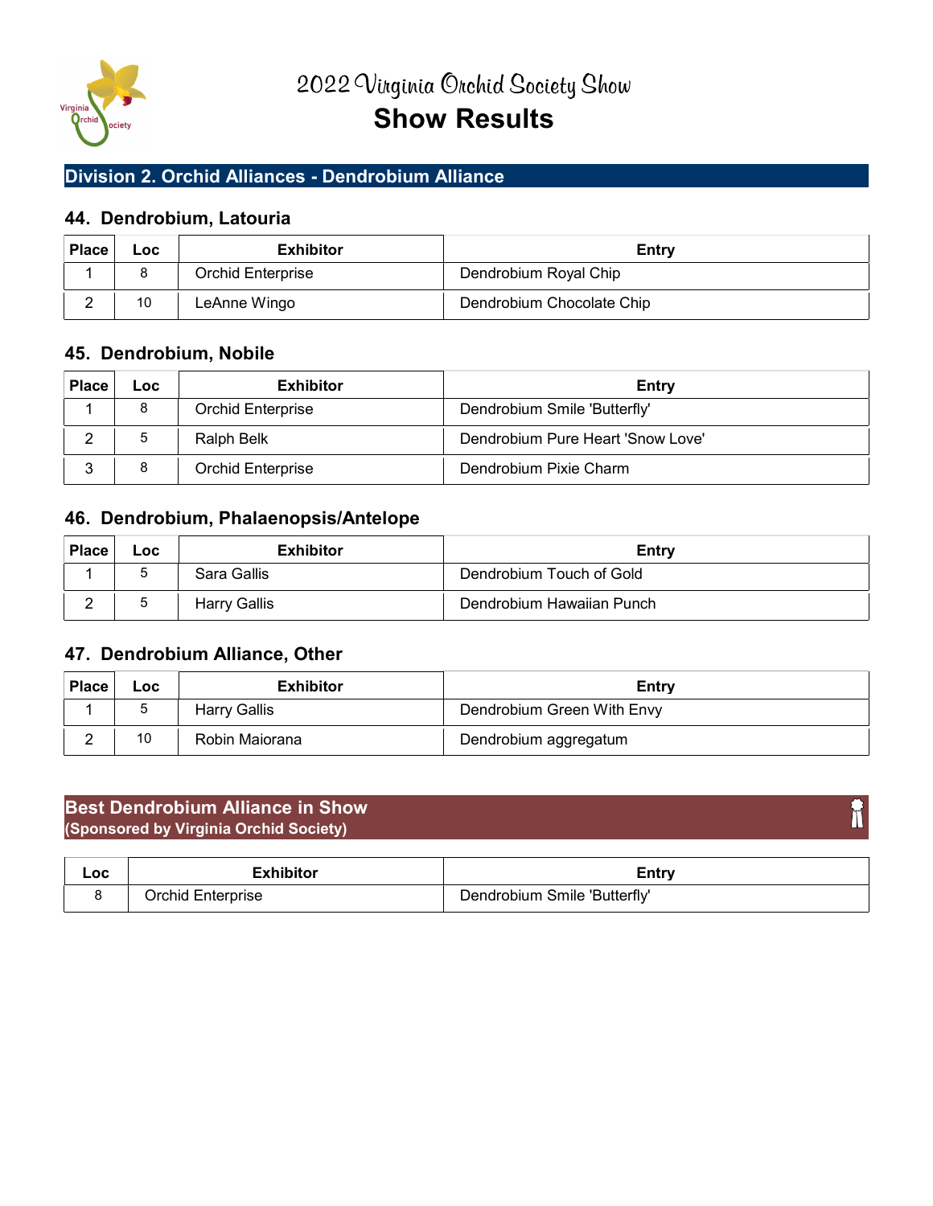# 2022 Virginia Orchid Society Show

# Show Results

## Division 2. Orchid Alliances - Dendrobium Alliance

### 44. Dendrobium, Latouria

| Place | Loc | Exhibitor | Entry |
|---|---|---|---|
| 1 | 8 | Orchid Enterprise | Dendrobium Royal Chip |
| 2 | 10 | LeAnne Wingo | Dendrobium Chocolate Chip |

### 45. Dendrobium, Nobile

| Place | Loc | Exhibitor | Entry |
|---|---|---|---|
| 1 | 8 | Orchid Enterprise | Dendrobium Smile 'Butterfly' |
| 2 | 5 | Ralph Belk | Dendrobium Pure Heart 'Snow Love' |
| 3 | 8 | Orchid Enterprise | Dendrobium Pixie Charm |

### 46. Dendrobium, Phalaenopsis/Antelope

| Place | Loc | Exhibitor | Entry |
|---|---|---|---|
| 1 | 5 | Sara Gallis | Dendrobium Touch of Gold |
| 2 | 5 | Harry Gallis | Dendrobium Hawaiian Punch |

### 47. Dendrobium Alliance, Other

| Place | Loc | Exhibitor | Entry |
|---|---|---|---|
| 1 | 5 | Harry Gallis | Dendrobium Green With Envy |
| 2 | 10 | Robin Maiorana | Dendrobium aggregatum |

## Best Dendrobium Alliance in Show
**(Sponsored by Virginia Orchid Society)**

| Loc | Exhibitor | Entry |
|---|---|---|
| 8 | Orchid Enterprise | Dendrobium Smile 'Butterfly' |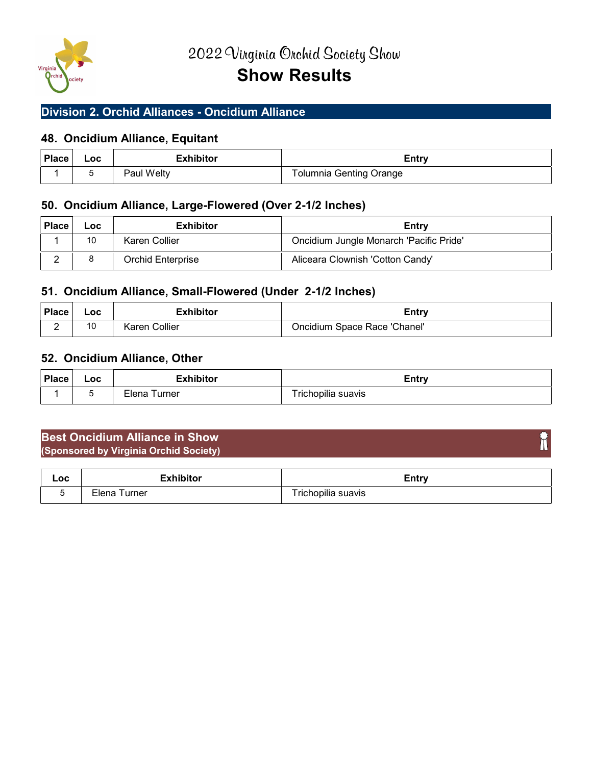# 2022 Virginia Orchid Society Show
# Show Results

## Division 2. Orchid Alliances - Oncidium Alliance

### 48. Oncidium Alliance, Equitant

| Place | Loc | Exhibitor | Entry |
|---|---|---|---|
| 1 | 5 | Paul Welty | Tolumnia Genting Orange |

### 50. Oncidium Alliance, Large-Flowered (Over 2-1/2 Inches)

| Place | Loc | Exhibitor | Entry |
|---|---|---|---|
| 1 | 10 | Karen Collier | Oncidium Jungle Monarch 'Pacific Pride' |
| 2 | 8 | Orchid Enterprise | Aliceara Clownish 'Cotton Candy' |

### 51. Oncidium Alliance, Small-Flowered (Under 2-1/2 Inches)

| Place | Loc | Exhibitor | Entry |
|---|---|---|---|
| 2 | 10 | Karen Collier | Oncidium Space Race 'Chanel' |

### 52. Oncidium Alliance, Other

| Place | Loc | Exhibitor | Entry |
|---|---|---|---|
| 1 | 5 | Elena Turner | Trichopilia suavis |

## Best Oncidium Alliance in Show
**(Sponsored by Virginia Orchid Society)**

| Loc | Exhibitor | Entry |
|---|---|---|
| 5 | Elena Turner | Trichopilia suavis |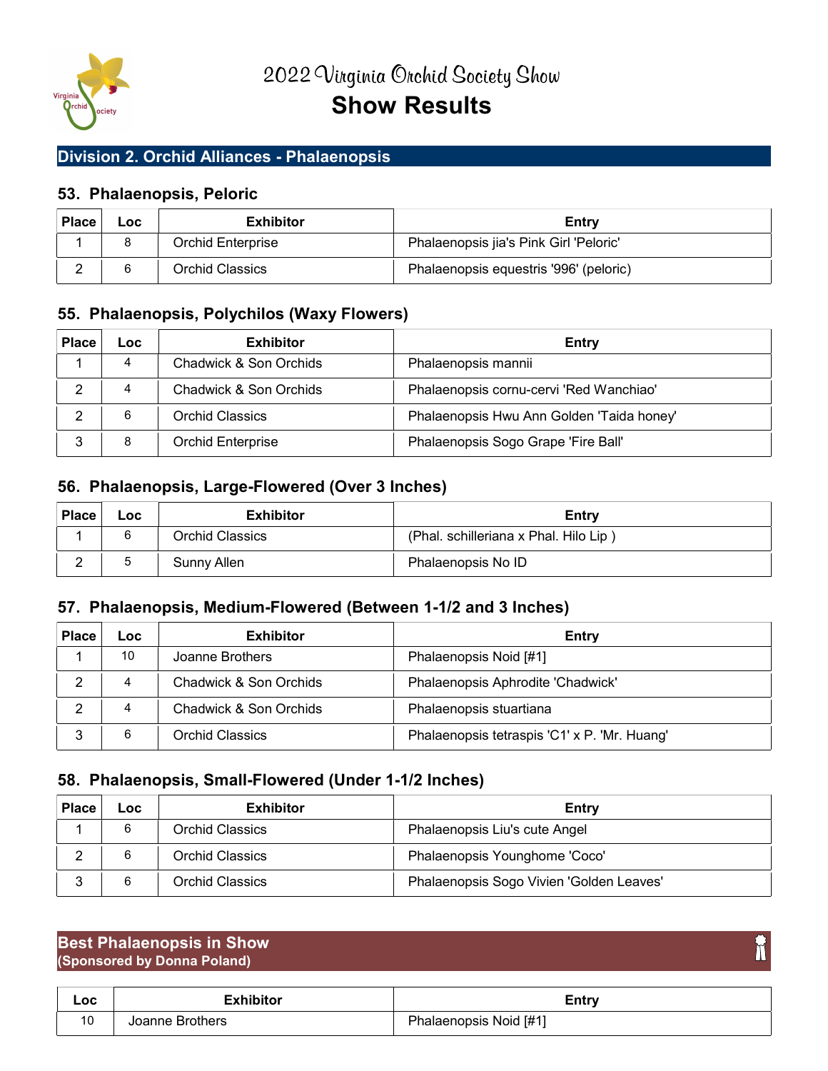# 2022 Virginia Orchid Society Show

# Show Results

## Division 2. Orchid Alliances - Phalaenopsis

### 53. Phalaenopsis, Peloric

| Place | Loc | Exhibitor | Entry |
|---|---|---|---|
| 1 | 8 | Orchid Enterprise | Phalaenopsis jia's Pink Girl 'Peloric' |
| 2 | 6 | Orchid Classics | Phalaenopsis equestris '996' (peloric) |

### 55. Phalaenopsis, Polychilos (Waxy Flowers)

| Place | Loc | Exhibitor | Entry |
|---|---|---|---|
| 1 | 4 | Chadwick & Son Orchids | Phalaenopsis mannii |
| 2 | 4 | Chadwick & Son Orchids | Phalaenopsis cornu-cervi 'Red Wanchiao' |
| 2 | 6 | Orchid Classics | Phalaenopsis Hwu Ann Golden 'Taida honey' |
| 3 | 8 | Orchid Enterprise | Phalaenopsis Sogo Grape 'Fire Ball' |

### 56. Phalaenopsis, Large-Flowered (Over 3 Inches)

| Place | Loc | Exhibitor | Entry |
|---|---|---|---|
| 1 | 6 | Orchid Classics | (Phal. schilleriana x Phal. Hilo Lip ) |
| 2 | 5 | Sunny Allen | Phalaenopsis No ID |

### 57. Phalaenopsis, Medium-Flowered (Between 1-1/2 and 3 Inches)

| Place | Loc | Exhibitor | Entry |
|---|---|---|---|
| 1 | 10 | Joanne Brothers | Phalaenopsis Noid [#1] |
| 2 | 4 | Chadwick & Son Orchids | Phalaenopsis Aphrodite 'Chadwick' |
| 2 | 4 | Chadwick & Son Orchids | Phalaenopsis stuartiana |
| 3 | 6 | Orchid Classics | Phalaenopsis tetraspis 'C1' x P. 'Mr. Huang' |

### 58. Phalaenopsis, Small-Flowered (Under 1-1/2 Inches)

| Place | Loc | Exhibitor | Entry |
|---|---|---|---|
| 1 | 6 | Orchid Classics | Phalaenopsis Liu's cute Angel |
| 2 | 6 | Orchid Classics | Phalaenopsis Younghome 'Coco' |
| 3 | 6 | Orchid Classics | Phalaenopsis Sogo Vivien 'Golden Leaves' |

## Best Phalaenopsis in Show
**(Sponsored by Donna Poland)**

| Loc | Exhibitor | Entry |
|---|---|---|
| 10 | Joanne Brothers | Phalaenopsis Noid [#1] |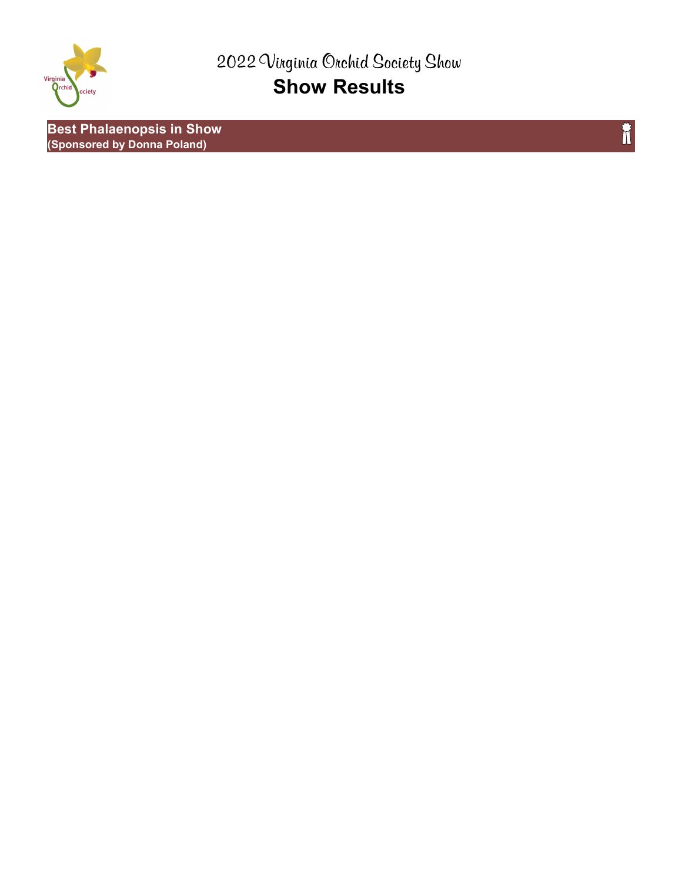# 2022 Virginia Orchid Society Show

## Show Results

**Best Phalaenopsis in Show**
**(Sponsored by Donna Poland)**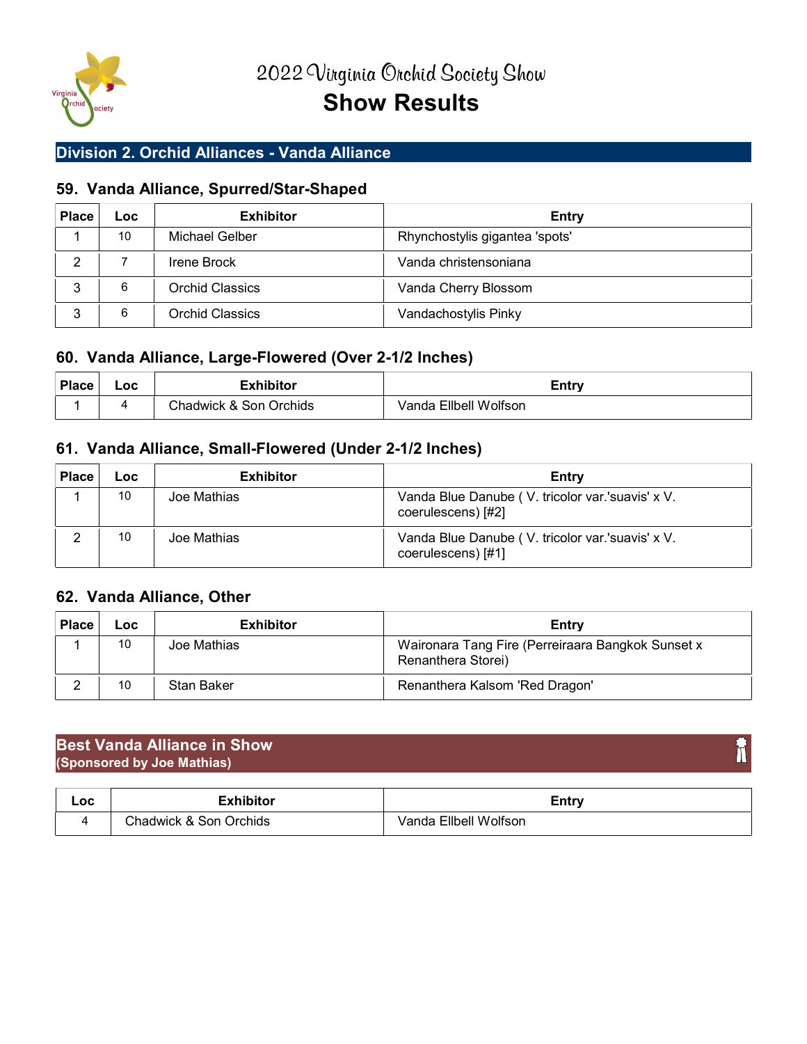# 2022 Virginia Orchid Society Show
# Show Results

## Division 2. Orchid Alliances - Vanda Alliance

### 59. Vanda Alliance, Spurred/Star-Shaped

| Place | Loc | Exhibitor | Entry |
|---|---|---|---|
| 1 | 10 | Michael Gelber | Rhynchostylis gigantea 'spots' |
| 2 | 7 | Irene Brock | Vanda christensoniana |
| 3 | 6 | Orchid Classics | Vanda Cherry Blossom |
| 3 | 6 | Orchid Classics | Vandachostylis Pinky |

### 60. Vanda Alliance, Large-Flowered (Over 2-1/2 Inches)

| Place | Loc | Exhibitor | Entry |
|---|---|---|---|
| 1 | 4 | Chadwick & Son Orchids | Vanda Ellbell Wolfson |

### 61. Vanda Alliance, Small-Flowered (Under 2-1/2 Inches)

| Place | Loc | Exhibitor | Entry |
|---|---|---|---|
| 1 | 10 | Joe Mathias | Vanda Blue Danube ( V. tricolor var.'suavis' x V. coerulescens) [#2] |
| 2 | 10 | Joe Mathias | Vanda Blue Danube ( V. tricolor var.'suavis' x V. coerulescens) [#1] |

### 62. Vanda Alliance, Other

| Place | Loc | Exhibitor | Entry |
|---|---|---|---|
| 1 | 10 | Joe Mathias | Waironara Tang Fire (Perreiraara Bangkok Sunset x Renanthera Storei) |
| 2 | 10 | Stan Baker | Renanthera Kalsom 'Red Dragon' |

## Best Vanda Alliance in Show
**(Sponsored by Joe Mathias)**

| Loc | Exhibitor | Entry |
|---|---|---|
| 4 | Chadwick & Son Orchids | Vanda Ellbell Wolfson |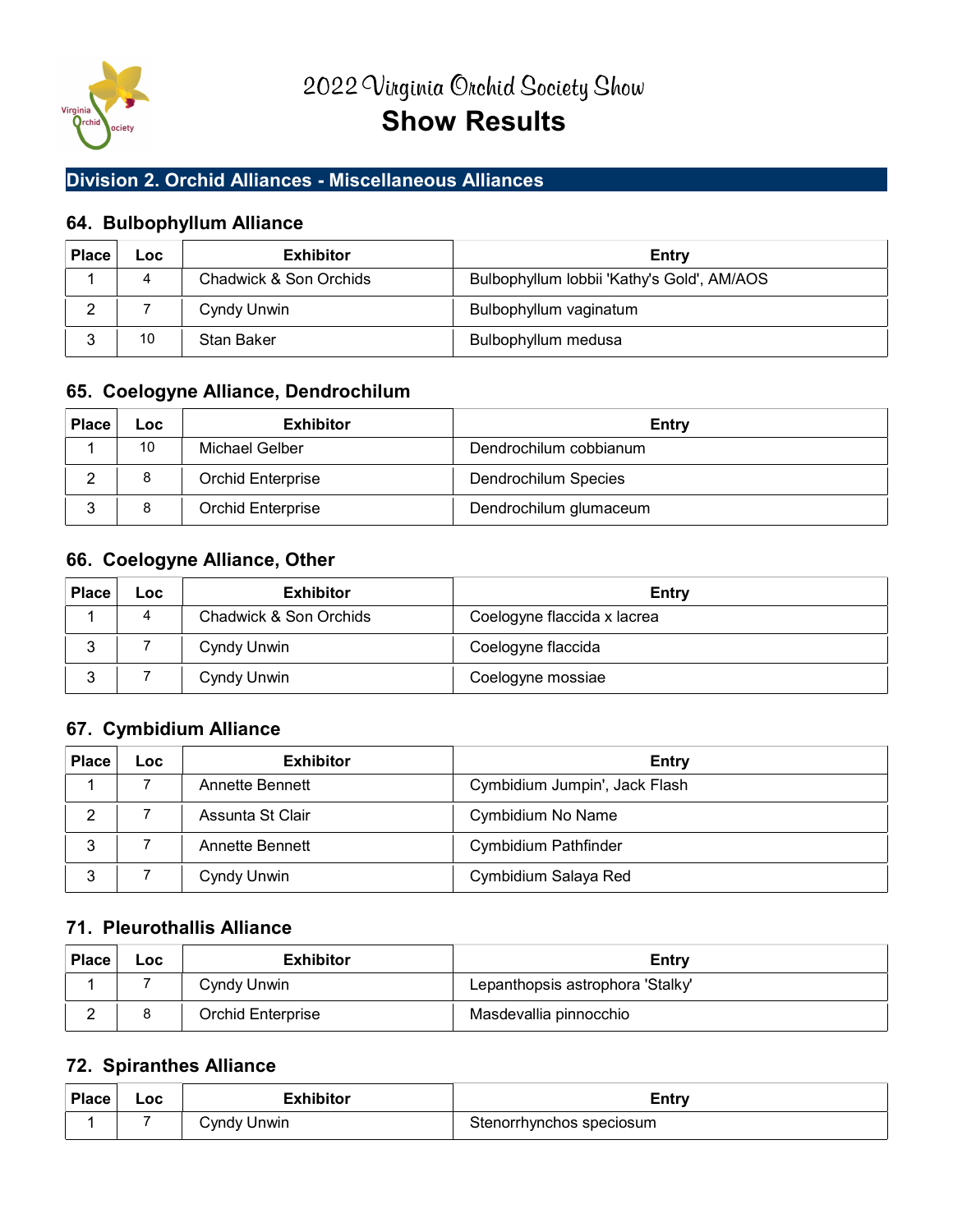# 2022 Virginia Orchid Society Show

# Show Results

## Division 2. Orchid Alliances - Miscellaneous Alliances

### 64. Bulbophyllum Alliance

| Place | Loc | Exhibitor | Entry |
|---|---|---|---|
| 1 | 4 | Chadwick & Son Orchids | Bulbophyllum lobbii 'Kathy's Gold', AM/AOS |
| 2 | 7 | Cyndy Unwin | Bulbophyllum vaginatum |
| 3 | 10 | Stan Baker | Bulbophyllum medusa |

### 65. Coelogyne Alliance, Dendrochilum

| Place | Loc | Exhibitor | Entry |
|---|---|---|---|
| 1 | 10 | Michael Gelber | Dendrochilum cobbianum |
| 2 | 8 | Orchid Enterprise | Dendrochilum Species |
| 3 | 8 | Orchid Enterprise | Dendrochilum glumaceum |

### 66. Coelogyne Alliance, Other

| Place | Loc | Exhibitor | Entry |
|---|---|---|---|
| 1 | 4 | Chadwick & Son Orchids | Coelogyne flaccida x lacrea |
| 3 | 7 | Cyndy Unwin | Coelogyne flaccida |
| 3 | 7 | Cyndy Unwin | Coelogyne mossiae |

### 67. Cymbidium Alliance

| Place | Loc | Exhibitor | Entry |
|---|---|---|---|
| 1 | 7 | Annette Bennett | Cymbidium Jumpin', Jack Flash |
| 2 | 7 | Assunta St Clair | Cymbidium No Name |
| 3 | 7 | Annette Bennett | Cymbidium Pathfinder |
| 3 | 7 | Cyndy Unwin | Cymbidium Salaya Red |

### 71. Pleurothallis Alliance

| Place | Loc | Exhibitor | Entry |
|---|---|---|---|
| 1 | 7 | Cyndy Unwin | Lepanthopsis astrophora 'Stalky' |
| 2 | 8 | Orchid Enterprise | Masdevallia pinnocchio |

### 72. Spiranthes Alliance

| Place | Loc | Exhibitor | Entry |
|---|---|---|---|
| 1 | 7 | Cyndy Unwin | Stenorrhynchos speciosum |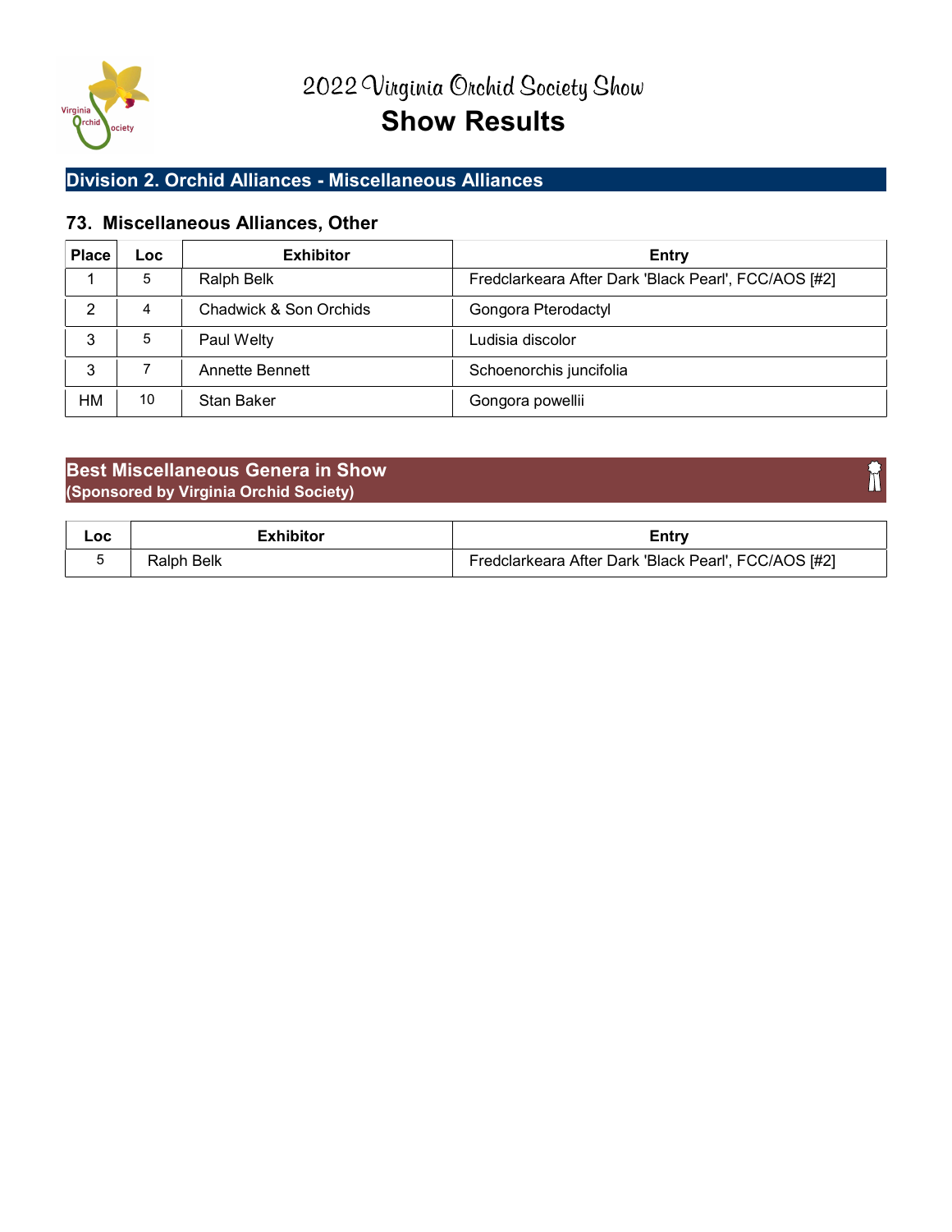# 2022 Virginia Orchid Society Show

# Show Results

## Division 2. Orchid Alliances - Miscellaneous Alliances

### 73. Miscellaneous Alliances, Other

| Place | Loc | Exhibitor | Entry |
| --- | --- | --- | --- |
| 1 | 5 | Ralph Belk | Fredclarkeara After Dark 'Black Pearl', FCC/AOS [#2] |
| 2 | 4 | Chadwick & Son Orchids | Gongora Pterodactyl |
| 3 | 5 | Paul Welty | Ludisia discolor |
| 3 | 7 | Annette Bennett | Schoenorchis juncifolia |
| HM | 10 | Stan Baker | Gongora powellii |

## Best Miscellaneous Genera in Show
**(Sponsored by Virginia Orchid Society)**

| Loc | Exhibitor | Entry |
| --- | --- | --- |
| 5 | Ralph Belk | Fredclarkeara After Dark 'Black Pearl', FCC/AOS [#2] |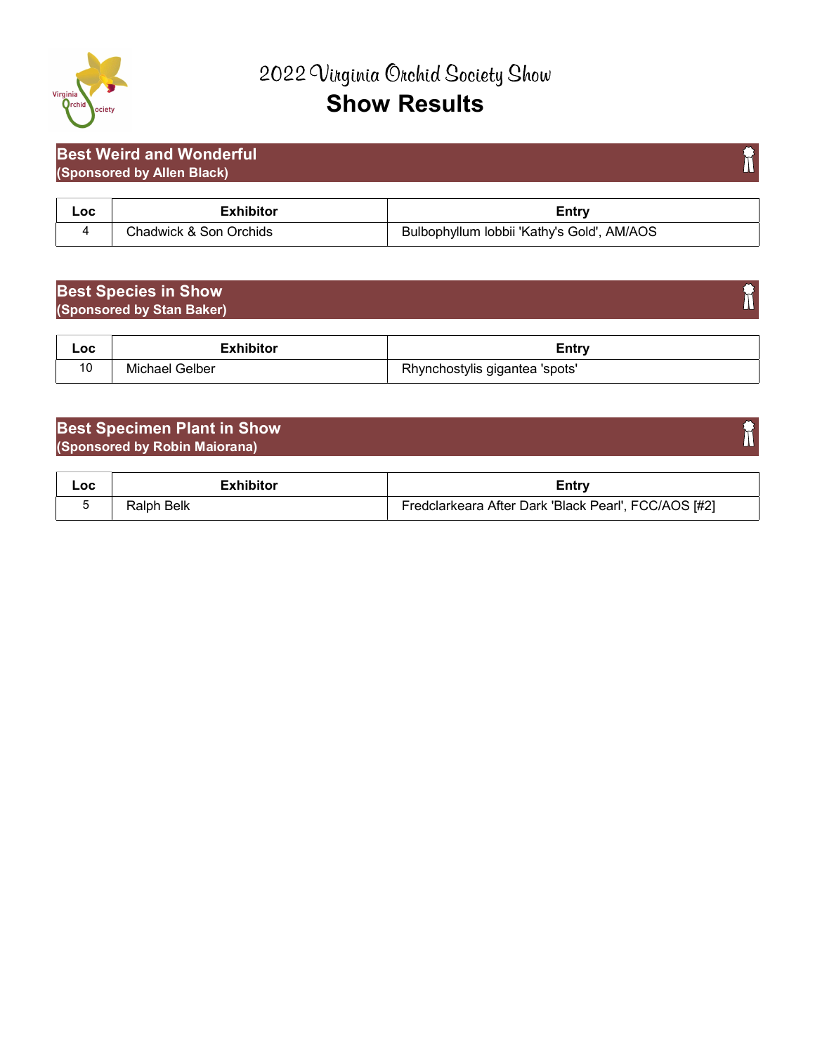# 2022 Virginia Orchid Society Show

# Show Results

## Best Weird and Wonderful
**(Sponsored by Allen Black)**

| Loc | Exhibitor | Entry |
|---|---|---|
| 4 | Chadwick & Son Orchids | Bulbophyllum lobbii 'Kathy's Gold', AM/AOS |

## Best Species in Show
**(Sponsored by Stan Baker)**

| Loc | Exhibitor | Entry |
|---|---|---|
| 10 | Michael Gelber | Rhynchostylis gigantea 'spots' |

## Best Specimen Plant in Show
**(Sponsored by Robin Maiorana)**

| Loc | Exhibitor | Entry |
|---|---|---|
| 5 | Ralph Belk | Fredclarkeara After Dark 'Black Pearl', FCC/AOS [#2] |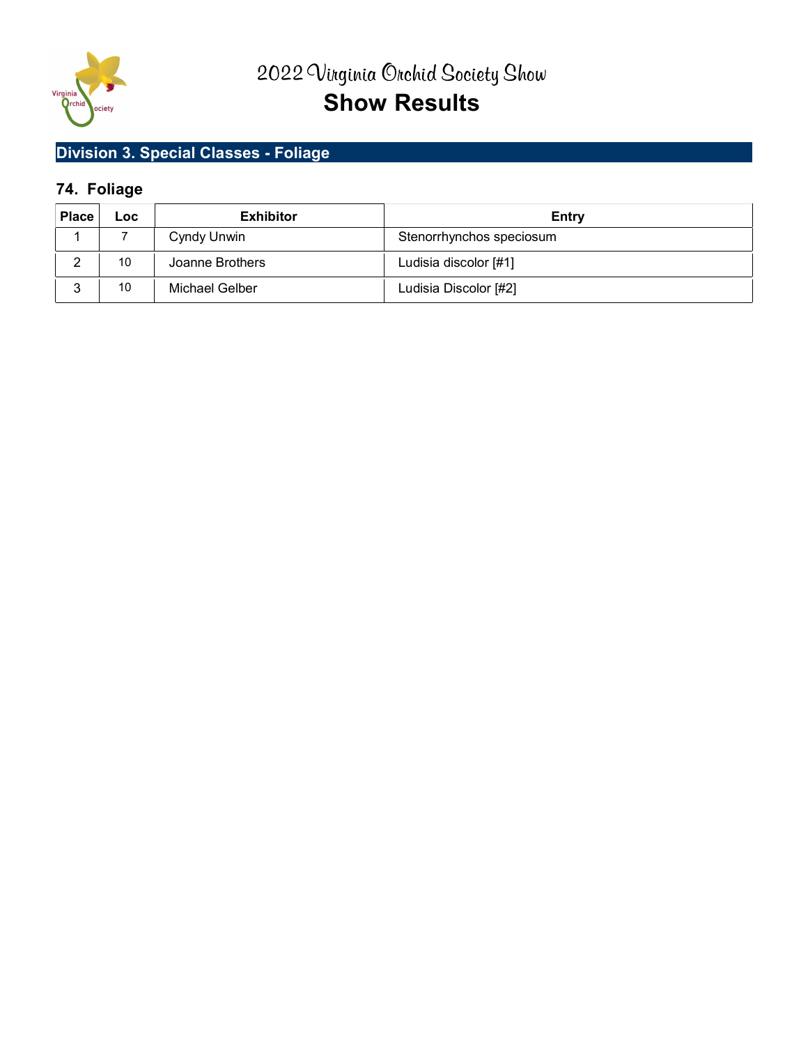# 2022 Virginia Orchid Society Show

## Show Results

## Division 3. Special Classes - Foliage

### 74. Foliage

| Place | Loc | Exhibitor | Entry |
|---|---|---|---|
| 1 | 7 | Cyndy Unwin | Stenorrhynchos speciosum |
| 2 | 10 | Joanne Brothers | Ludisia discolor [#1] |
| 3 | 10 | Michael Gelber | Ludisia Discolor [#2] |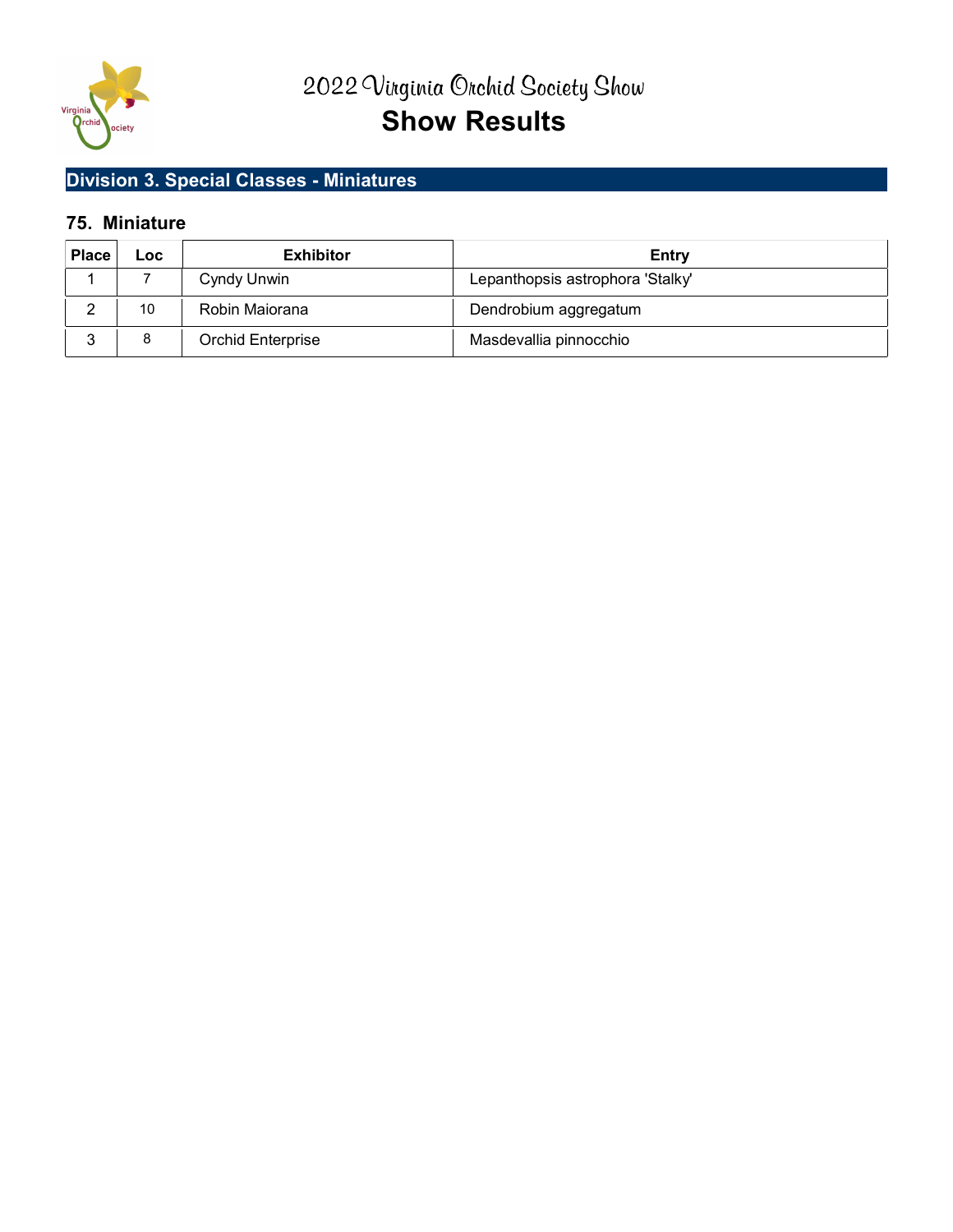# 2022 Virginia Orchid Society Show
# Show Results

## Division 3. Special Classes - Miniatures

### 75. Miniature

| Place | Loc | Exhibitor | Entry |
|---|---|---|---|
| 1 | 7 | Cyndy Unwin | Lepanthopsis astrophora 'Stalky' |
| 2 | 10 | Robin Maiorana | Dendrobium aggregatum |
| 3 | 8 | Orchid Enterprise | Masdevallia pinnocchio |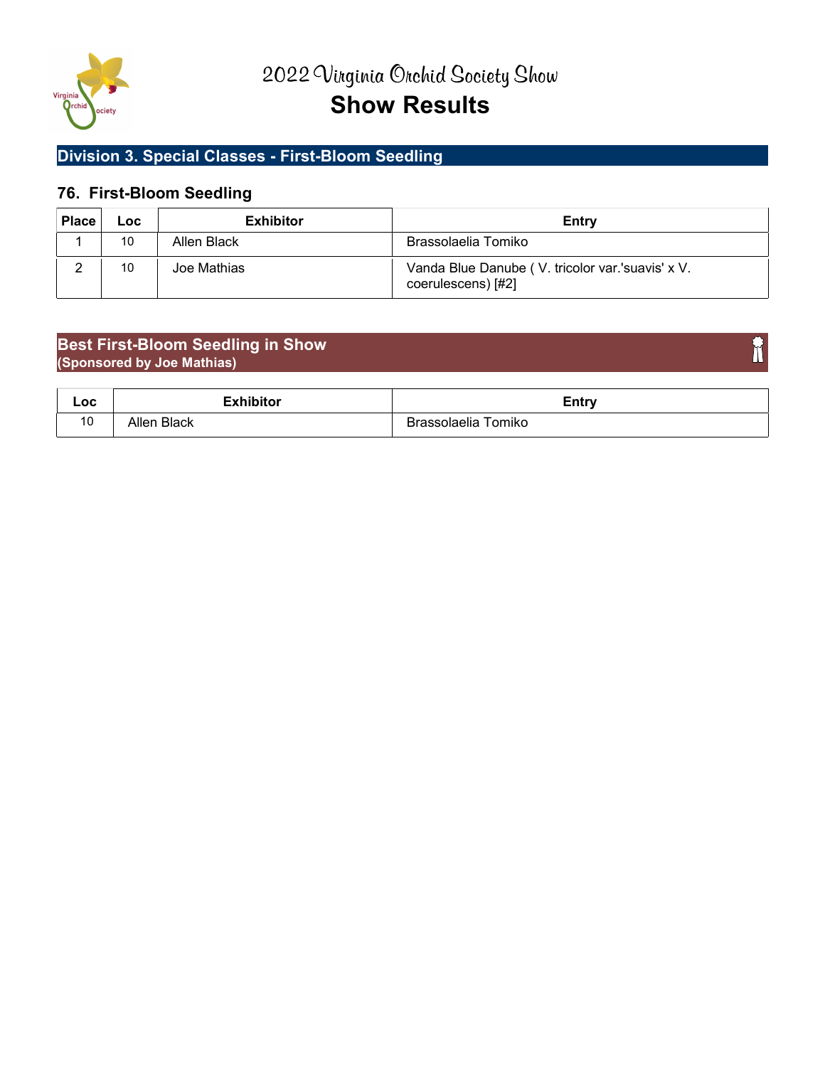# 2022 Virginia Orchid Society Show

# Show Results

## Division 3. Special Classes - First-Bloom Seedling

### 76. First-Bloom Seedling

| Place | Loc | Exhibitor | Entry |
|---|---|---|---|
| 1 | 10 | Allen Black | Brassolaelia Tomiko |
| 2 | 10 | Joe Mathias | Vanda Blue Danube ( V. tricolor var.'suavis' x V. coerulescens) [#2] |

## Best First-Bloom Seedling in Show

**(Sponsored by Joe Mathias)**

| Loc | Exhibitor | Entry |
|---|---|---|
| 10 | Allen Black | Brassolaelia Tomiko |